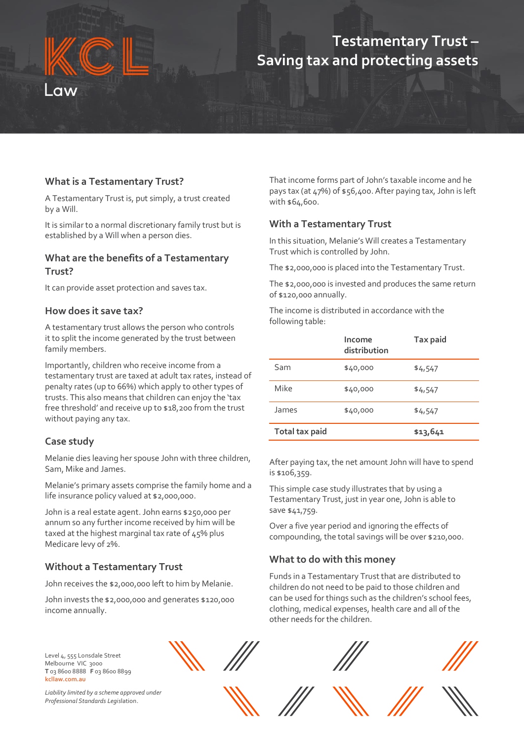KCL Law

# Testamentary Trust – Saving tax and protecting assets

## What is a Testamentary Trust?

A Testamentary Trust is, put simply, a trust created by a Will.

It is similar to a normal discretionary family trust but is established by a Will when a person dies.

## What are the benefits of a Testamentary Trust?

It can provide asset protection and saves tax.

## How does it save tax?

A testamentary trust allows the person who controls it to split the income generated by the trust between family members.

Importantly, children who receive income from a testamentary trust are taxed at adult tax rates, instead of penalty rates (up to 66%) which apply to other types of trusts. This also means that children can enjoy the 'tax free threshold' and receive up to $18,200 from the trust without paying any tax.

## Case study

Melanie dies leaving her spouse John with three children, Sam, Mike and James.

Melanie's primary assets comprise the family home and a life insurance policy valued at $2,000,000.

John is a real estate agent. John earns $250,000 per annum so any further income received by him will be taxed at the highest marginal tax rate of 45% plus Medicare levy of 2%.

## Without a Testamentary Trust

John receives the $2,000,000 left to him by Melanie.

John invests the $2,000,000 and generates $120,000 income annually.

That income forms part of John's taxable income and he pays tax (at 47%) of $56,400. After paying tax, John is left with $64,600.

## With a Testamentary Trust

In this situation, Melanie's Will creates a Testamentary Trust which is controlled by John.

The $2,000,000 is placed into the Testamentary Trust.

The $2,000,000 is invested and produces the same return of $120,000 annually.

The income is distributed in accordance with the following table:

| | Income distribution | Tax paid |
|---|---|---|
| Sam | $40,000 | $4,547 |
| Mike | $40,000 | $4,547 |
| James | $40,000 | $4,547 |
| **Total tax paid** | | **$13,641** |

After paying tax, the net amount John will have to spend is $106,359.

This simple case study illustrates that by using a Testamentary Trust, just in year one, John is able to save $41,759.

Over a five year period and ignoring the effects of compounding, the total savings will be over $210,000.

## What to do with this money

Funds in a Testamentary Trust that are distributed to children do not need to be paid to those children and can be used for things such as the children's school fees, clothing, medical expenses, health care and all of the other needs for the children.

Level 4, 555 Lonsdale Street
Melbourne VIC 3000
**T** 03 8600 8888 **F** 03 8600 8899
kcllaw.com.au

*Liability limited by a scheme approved under Professional Standards Legislation.*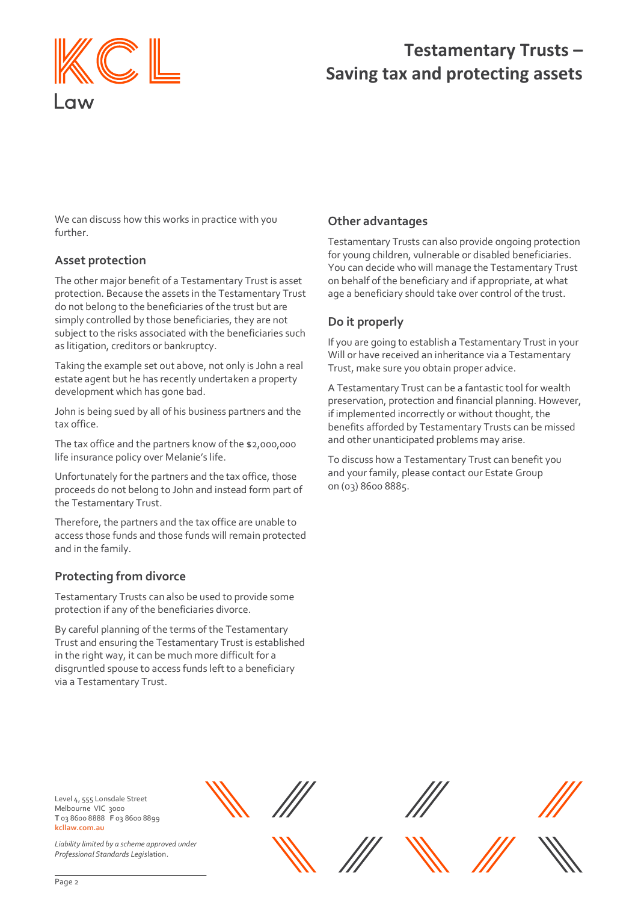We can discuss how this works in practice with you further.

## Asset protection

The other major benefit of a Testamentary Trust is asset protection. Because the assets in the Testamentary Trust do not belong to the beneficiaries of the trust but are simply controlled by those beneficiaries, they are not subject to the risks associated with the beneficiaries such as litigation, creditors or bankruptcy.

Taking the example set out above, not only is John a real estate agent but he has recently undertaken a property development which has gone bad.

John is being sued by all of his business partners and the tax office.

The tax office and the partners know of the $2,000,000 life insurance policy over Melanie's life.

Unfortunately for the partners and the tax office, those proceeds do not belong to John and instead form part of the Testamentary Trust.

Therefore, the partners and the tax office are unable to access those funds and those funds will remain protected and in the family.

## Protecting from divorce

Testamentary Trusts can also be used to provide some protection if any of the beneficiaries divorce.

By careful planning of the terms of the Testamentary Trust and ensuring the Testamentary Trust is established in the right way, it can be much more difficult for a disgruntled spouse to access funds left to a beneficiary via a Testamentary Trust.

## Other advantages

Testamentary Trusts can also provide ongoing protection for young children, vulnerable or disabled beneficiaries. You can decide who will manage the Testamentary Trust on behalf of the beneficiary and if appropriate, at what age a beneficiary should take over control of the trust.

## Do it properly

If you are going to establish a Testamentary Trust in your Will or have received an inheritance via a Testamentary Trust, make sure you obtain proper advice.

A Testamentary Trust can be a fantastic tool for wealth preservation, protection and financial planning. However, if implemented incorrectly or without thought, the benefits afforded by Testamentary Trusts can be missed and other unanticipated problems may arise.

To discuss how a Testamentary Trust can benefit you and your family, please contact our Estate Group on (03) 8600 8885.

Level 4, 555 Lonsdale Street
Melbourne VIC 3000
**T** 03 8600 8888 **F** 03 8600 8899
**kcllaw.com.au**

*Liability limited by a scheme approved under Professional Standards Legislation.*